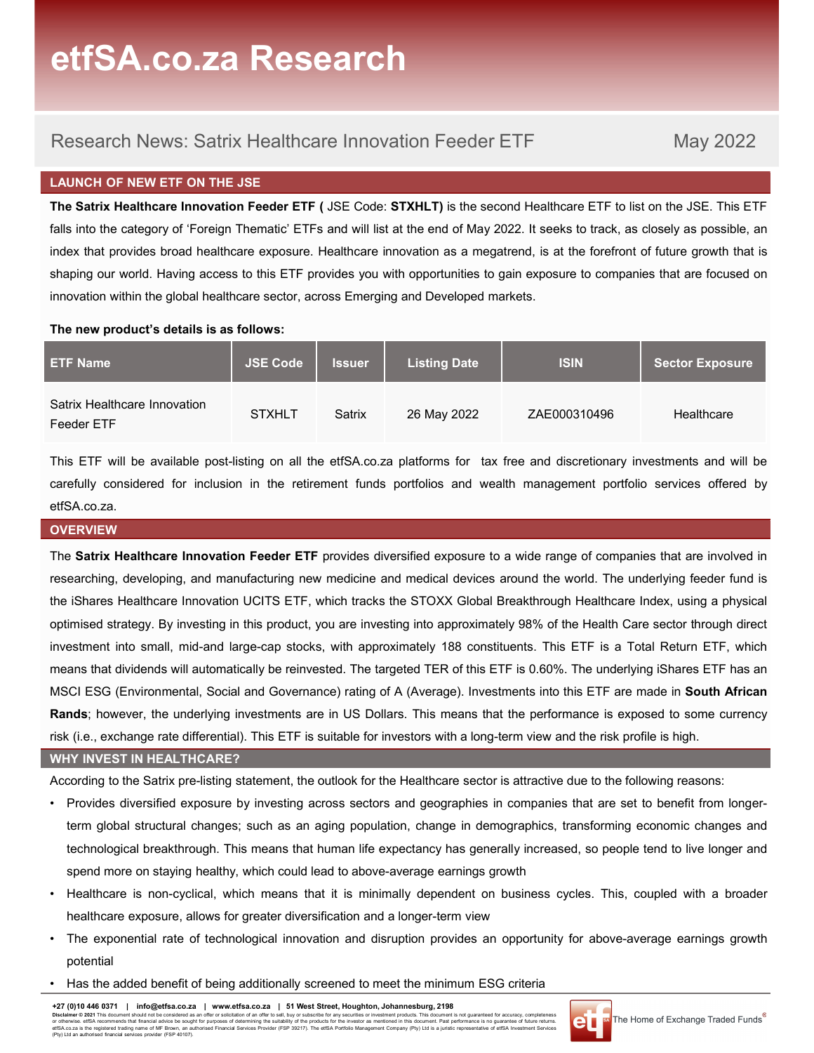# etfSA.co.za Research

## Research News: Satrix Healthcare Innovation Feeder ETF

May 2022

### LAUNCH OF NEW ETF ON THE JSE

**The Satrix Healthcare Innovation Feeder ETF (** JSE Code: **STXHLT)** is the second Healthcare ETF to list on the JSE. This ETF falls into the category of 'Foreign Thematic' ETFs and will list at the end of May 2022. It seeks to track, as closely as possible, an index that provides broad healthcare exposure. Healthcare innovation as a megatrend, is at the forefront of future growth that is shaping our world. Having access to this ETF provides you with opportunities to gain exposure to companies that are focused on innovation within the global healthcare sector, across Emerging and Developed markets.

**The new product's details is as follows:**

| ETF Name | JSE Code | Issuer | Listing Date | ISIN | Sector Exposure |
|---|---|---|---|---|---|
| Satrix Healthcare Innovation Feeder ETF | STXHLT | Satrix | 26 May 2022 | ZAE000310496 | Healthcare |

This ETF will be available post-listing on all the etfSA.co.za platforms for tax free and discretionary investments and will be carefully considered for inclusion in the retirement funds portfolios and wealth management portfolio services offered by etfSA.co.za.

### OVERVIEW

The **Satrix Healthcare Innovation Feeder ETF** provides diversified exposure to a wide range of companies that are involved in researching, developing, and manufacturing new medicine and medical devices around the world. The underlying feeder fund is the iShares Healthcare Innovation UCITS ETF, which tracks the STOXX Global Breakthrough Healthcare Index, using a physical optimised strategy. By investing in this product, you are investing into approximately 98% of the Health Care sector through direct investment into small, mid-and large-cap stocks, with approximately 188 constituents. This ETF is a Total Return ETF, which means that dividends will automatically be reinvested. The targeted TER of this ETF is 0.60%. The underlying iShares ETF has an MSCI ESG (Environmental, Social and Governance) rating of A (Average). Investments into this ETF are made in **South African Rands**; however, the underlying investments are in US Dollars. This means that the performance is exposed to some currency risk (i.e., exchange rate differential). This ETF is suitable for investors with a long-term view and the risk profile is high.

### WHY INVEST IN HEALTHCARE?

According to the Satrix pre-listing statement, the outlook for the Healthcare sector is attractive due to the following reasons:

- Provides diversified exposure by investing across sectors and geographies in companies that are set to benefit from longer-term global structural changes; such as an aging population, change in demographics, transforming economic changes and technological breakthrough. This means that human life expectancy has generally increased, so people tend to live longer and spend more on staying healthy, which could lead to above-average earnings growth
- Healthcare is non-cyclical, which means that it is minimally dependent on business cycles. This, coupled with a broader healthcare exposure, allows for greater diversification and a longer-term view
- The exponential rate of technological innovation and disruption provides an opportunity for above-average earnings growth potential
- Has the added benefit of being additionally screened to meet the minimum ESG criteria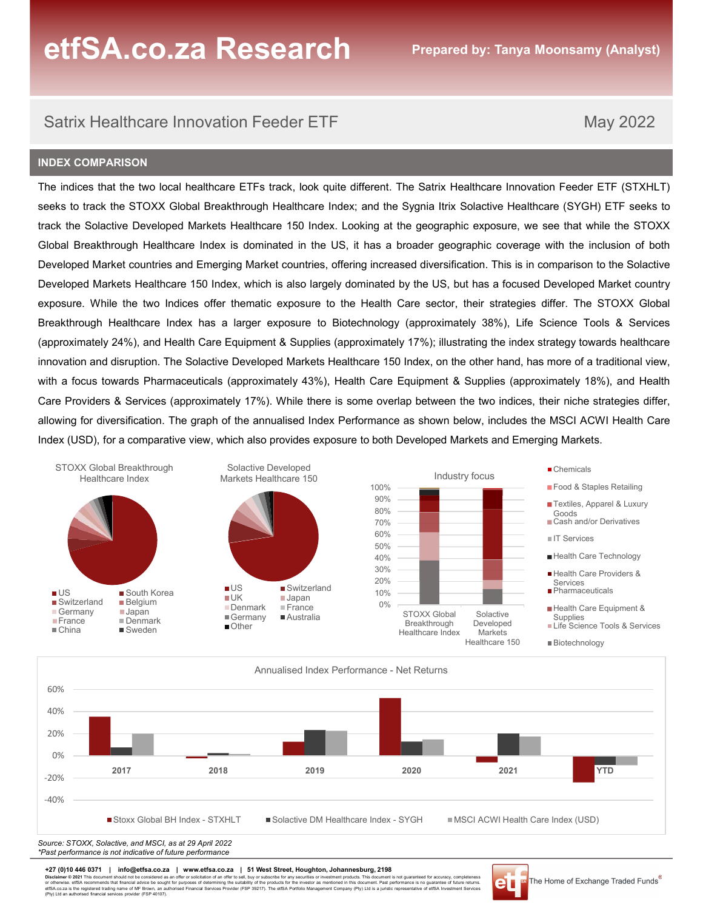## INDEX COMPARISON

The indices that the two local healthcare ETFs track, look quite different. The Satrix Healthcare Innovation Feeder ETF (STXHLT) seeks to track the STOXX Global Breakthrough Healthcare Index; and the Sygnia Itrix Solactive Healthcare (SYGH) ETF seeks to track the Solactive Developed Markets Healthcare 150 Index. Looking at the geographic exposure, we see that while the STOXX Global Breakthrough Healthcare Index is dominated in the US, it has a broader geographic coverage with the inclusion of both Developed Market countries and Emerging Market countries, offering increased diversification. This is in comparison to the Solactive Developed Markets Healthcare 150 Index, which is also largely dominated by the US, but has a focused Developed Market country exposure. While the two Indices offer thematic exposure to the Health Care sector, their strategies differ. The STOXX Global Breakthrough Healthcare Index has a larger exposure to Biotechnology (approximately 38%), Life Science Tools & Services (approximately 24%), and Health Care Equipment & Supplies (approximately 17%); illustrating the index strategy towards healthcare innovation and disruption. The Solactive Developed Markets Healthcare 150 Index, on the other hand, has more of a traditional view, with a focus towards Pharmaceuticals (approximately 43%), Health Care Equipment & Supplies (approximately 18%), and Health Care Providers & Services (approximately 17%). While there is some overlap between the two indices, their niche strategies differ, allowing for diversification. The graph of the annualised Index Performance as shown below, includes the MSCI ACWI Health Care Index (USD), for a comparative view, which also provides exposure to both Developed Markets and Emerging Markets.

*Source: STOXX, Solactive, and MSCI, as at 29 April 2022*
*\*Past performance is not indicative of future performance*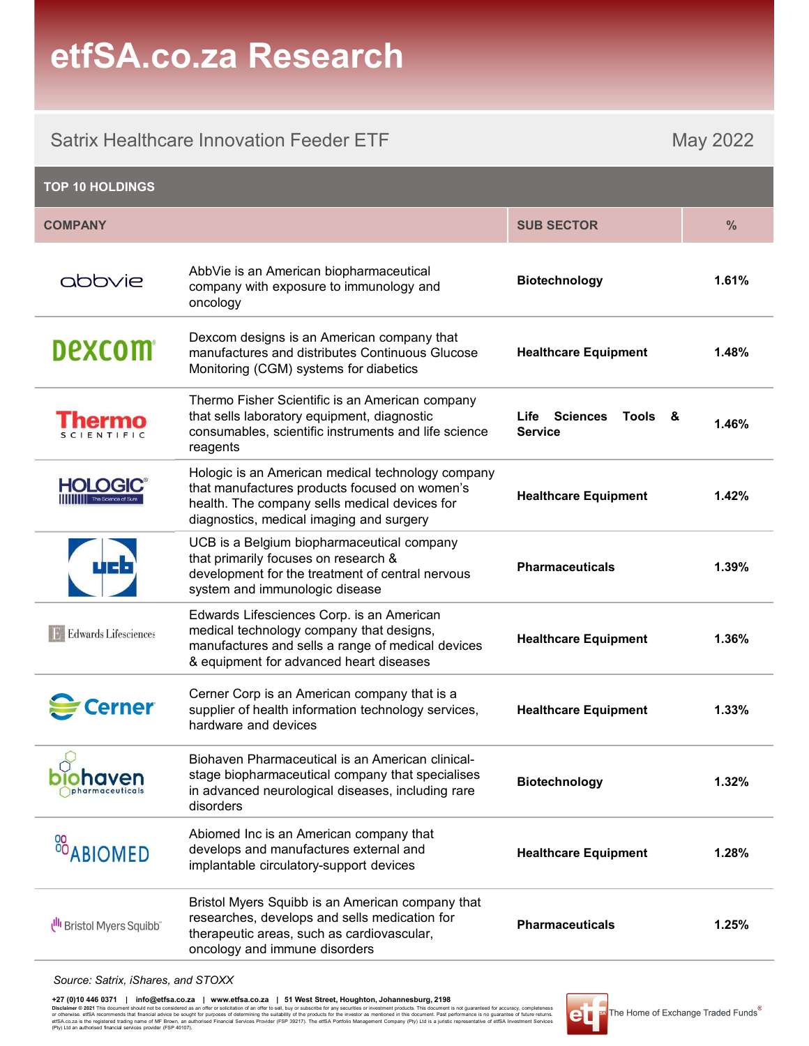# etfSA.co.za Research

Satrix Healthcare Innovation Feeder ETF — May 2022

## TOP 10 HOLDINGS

| COMPANY | | SUB SECTOR | % |
|---|---|---|---|
| abbvie | AbbVie is an American biopharmaceutical company with exposure to immunology and oncology | **Biotechnology** | **1.61%** |
| dexcom | Dexcom designs is an American company that manufactures and distributes Continuous Glucose Monitoring (CGM) systems for diabetics | **Healthcare Equipment** | **1.48%** |
| Thermo Scientific | Thermo Fisher Scientific is an American company that sells laboratory equipment, diagnostic consumables, scientific instruments and life science reagents | **Life Sciences Tools & Service** | **1.46%** |
| HOLOGIC | Hologic is an American medical technology company that manufactures products focused on women's health. The company sells medical devices for diagnostics, medical imaging and surgery | **Healthcare Equipment** | **1.42%** |
| ucb | UCB is a Belgium biopharmaceutical company that primarily focuses on research & development for the treatment of central nervous system and immunologic disease | **Pharmaceuticals** | **1.39%** |
| Edwards Lifesciences | Edwards Lifesciences Corp. is an American medical technology company that designs, manufactures and sells a range of medical devices & equipment for advanced heart diseases | **Healthcare Equipment** | **1.36%** |
| Cerner | Cerner Corp is an American company that is a supplier of health information technology services, hardware and devices | **Healthcare Equipment** | **1.33%** |
| biohaven pharmaceuticals | Biohaven Pharmaceutical is an American clinical-stage biopharmaceutical company that specialises in advanced neurological diseases, including rare disorders | **Biotechnology** | **1.32%** |
| ABIOMED | Abiomed Inc is an American company that develops and manufactures external and implantable circulatory-support devices | **Healthcare Equipment** | **1.28%** |
| Bristol Myers Squibb | Bristol Myers Squibb is an American company that researches, develops and sells medication for therapeutic areas, such as cardiovascular, oncology and immune disorders | **Pharmaceuticals** | **1.25%** |

*Source: Satrix, iShares, and STOXX*

**+27 (0)10 446 0371 | info@etfsa.co.za | www.etfsa.co.za | 51 West Street, Houghton, Johannesburg, 2198**

**Disclaimer © 2021** This document should not be considered as an offer or solicitation of an offer to sell, buy or subscribe for any securities or investment products. This document is not guaranteed for accuracy, completeness or otherwise. etfSA recommends that financial advice be sought for purposes of determining the suitability of the products for the investor as mentioned in this document. Past performance is no guarantee of future returns. etfSA.co.za is the registered trading name of MF Brown, an authorised Financial Services Provider (FSP 39217). The etfSA Portfolio Management Company (Pty) Ltd is a juristic representative of etfSA Investment Services (Pty) Ltd an authorised financial services provider (FSP 40107).

The Home of Exchange Traded Funds®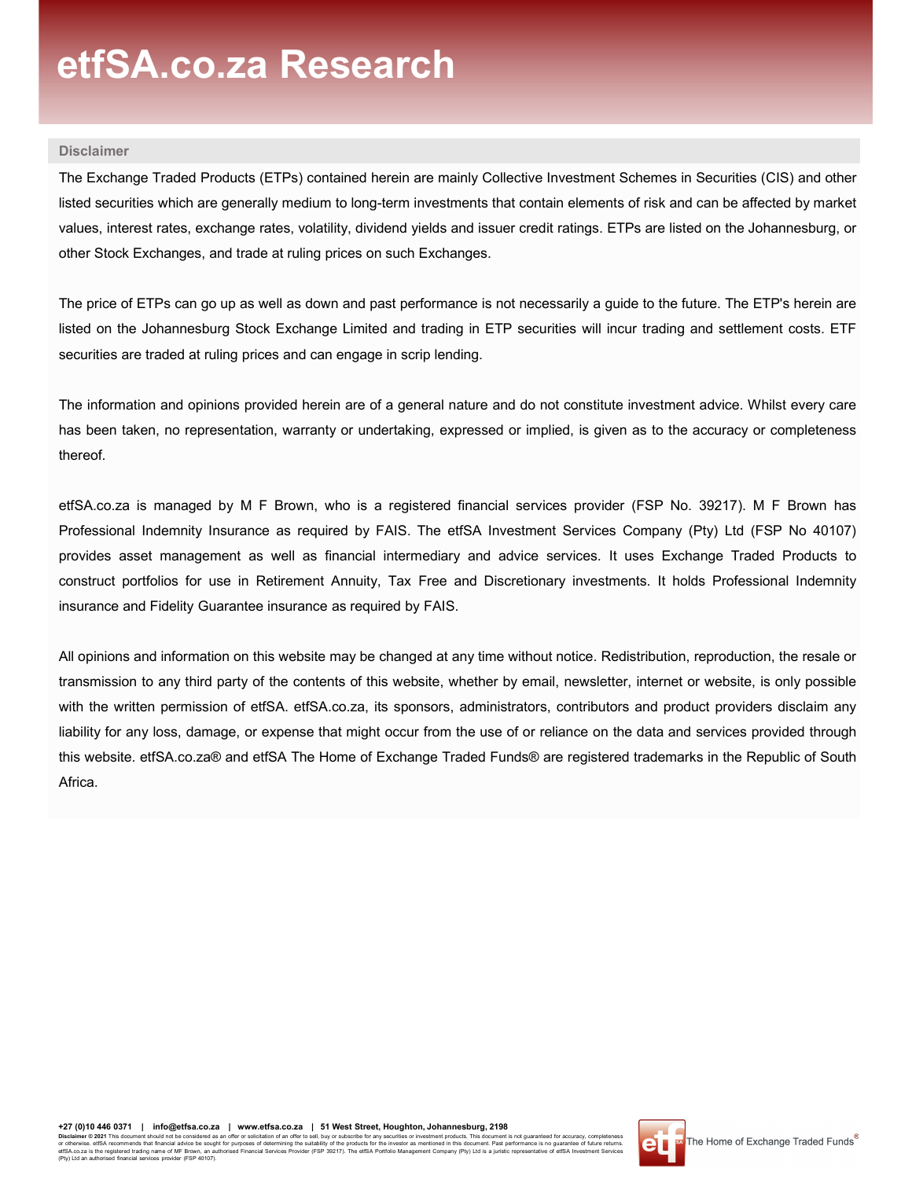## Disclaimer

The Exchange Traded Products (ETPs) contained herein are mainly Collective Investment Schemes in Securities (CIS) and other listed securities which are generally medium to long-term investments that contain elements of risk and can be affected by market values, interest rates, exchange rates, volatility, dividend yields and issuer credit ratings. ETPs are listed on the Johannesburg, or other Stock Exchanges, and trade at ruling prices on such Exchanges.

The price of ETPs can go up as well as down and past performance is not necessarily a guide to the future. The ETP's herein are listed on the Johannesburg Stock Exchange Limited and trading in ETP securities will incur trading and settlement costs. ETF securities are traded at ruling prices and can engage in scrip lending.

The information and opinions provided herein are of a general nature and do not constitute investment advice. Whilst every care has been taken, no representation, warranty or undertaking, expressed or implied, is given as to the accuracy or completeness thereof.

etfSA.co.za is managed by M F Brown, who is a registered financial services provider (FSP No. 39217). M F Brown has Professional Indemnity Insurance as required by FAIS. The etfSA Investment Services Company (Pty) Ltd (FSP No 40107) provides asset management as well as financial intermediary and advice services. It uses Exchange Traded Products to construct portfolios for use in Retirement Annuity, Tax Free and Discretionary investments. It holds Professional Indemnity insurance and Fidelity Guarantee insurance as required by FAIS.

All opinions and information on this website may be changed at any time without notice. Redistribution, reproduction, the resale or transmission to any third party of the contents of this website, whether by email, newsletter, internet or website, is only possible with the written permission of etfSA. etfSA.co.za, its sponsors, administrators, contributors and product providers disclaim any liability for any loss, damage, or expense that might occur from the use of or reliance on the data and services provided through this website. etfSA.co.za® and etfSA The Home of Exchange Traded Funds® are registered trademarks in the Republic of South Africa.